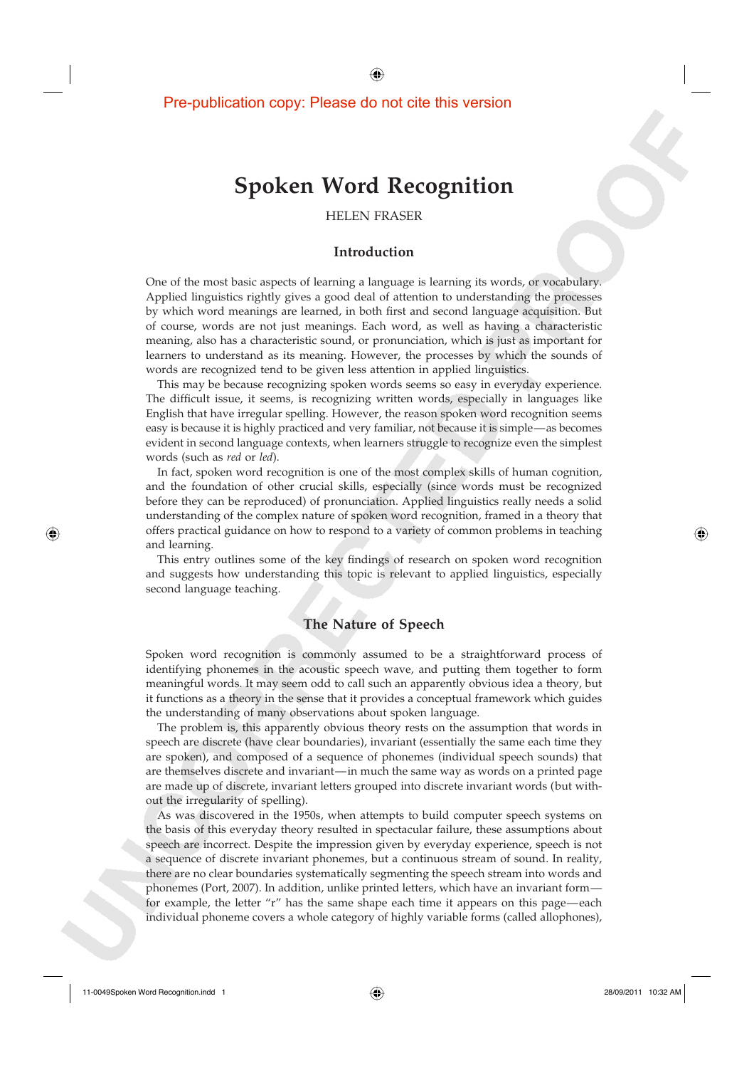Pre-publication copy: Please do not cite this version

# Spoken Word Recognition

HELEN FRASER

## Introduction

One of the most basic aspects of learning a language is learning its words, or vocabulary. Applied linguistics rightly gives a good deal of attention to understanding the processes by which word meanings are learned, in both first and second language acquisition. But of course, words are not just meanings. Each word, as well as having a characteristic meaning, also has a characteristic sound, or pronunciation, which is just as important for learners to understand as its meaning. However, the processes by which the sounds of words are recognized tend to be given less attention in applied linguistics.

This may be because recognizing spoken words seems so easy in everyday experience. The difficult issue, it seems, is recognizing written words, especially in languages like English that have irregular spelling. However, the reason spoken word recognition seems easy is because it is highly practiced and very familiar, not because it is simple—as becomes evident in second language contexts, when learners struggle to recognize even the simplest words (such as *red* or *led*).

In fact, spoken word recognition is one of the most complex skills of human cognition, and the foundation of other crucial skills, especially (since words must be recognized before they can be reproduced) of pronunciation. Applied linguistics really needs a solid understanding of the complex nature of spoken word recognition, framed in a theory that offers practical guidance on how to respond to a variety of common problems in teaching and learning.

This entry outlines some of the key findings of research on spoken word recognition and suggests how understanding this topic is relevant to applied linguistics, especially second language teaching.

## The Nature of Speech

Spoken word recognition is commonly assumed to be a straightforward process of identifying phonemes in the acoustic speech wave, and putting them together to form meaningful words. It may seem odd to call such an apparently obvious idea a theory, but it functions as a theory in the sense that it provides a conceptual framework which guides the understanding of many observations about spoken language.

The problem is, this apparently obvious theory rests on the assumption that words in speech are discrete (have clear boundaries), invariant (essentially the same each time they are spoken), and composed of a sequence of phonemes (individual speech sounds) that are themselves discrete and invariant—in much the same way as words on a printed page are made up of discrete, invariant letters grouped into discrete invariant words (but without the irregularity of spelling).

As was discovered in the 1950s, when attempts to build computer speech systems on the basis of this everyday theory resulted in spectacular failure, these assumptions about speech are incorrect. Despite the impression given by everyday experience, speech is not a sequence of discrete invariant phonemes, but a continuous stream of sound. In reality, there are no clear boundaries systematically segmenting the speech stream into words and phonemes (Port, 2007). In addition, unlike printed letters, which have an invariant form—for example, the letter "r" has the same shape each time it appears on this page—each individual phoneme covers a whole category of highly variable forms (called allophones),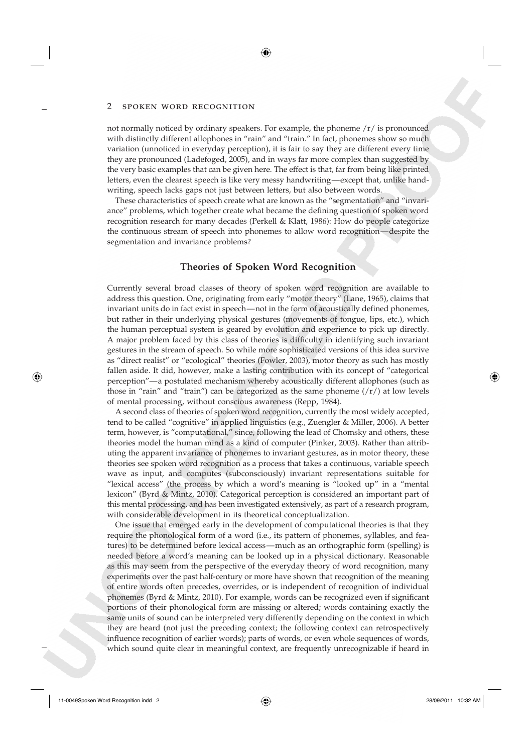not normally noticed by ordinary speakers. For example, the phoneme /r/ is pronounced with distinctly different allophones in "rain" and "train." In fact, phonemes show so much variation (unnoticed in everyday perception), it is fair to say they are different every time they are pronounced (Ladefoged, 2005), and in ways far more complex than suggested by the very basic examples that can be given here. The effect is that, far from being like printed letters, even the clearest speech is like very messy handwriting—except that, unlike handwriting, speech lacks gaps not just between letters, but also between words.

These characteristics of speech create what are known as the "segmentation" and "invariance" problems, which together create what became the defining question of spoken word recognition research for many decades (Perkell & Klatt, 1986): How do people categorize the continuous stream of speech into phonemes to allow word recognition—despite the segmentation and invariance problems?

## Theories of Spoken Word Recognition

Currently several broad classes of theory of spoken word recognition are available to address this question. One, originating from early "motor theory" (Lane, 1965), claims that invariant units do in fact exist in speech—not in the form of acoustically defined phonemes, but rather in their underlying physical gestures (movements of tongue, lips, etc.), which the human perceptual system is geared by evolution and experience to pick up directly. A major problem faced by this class of theories is difficulty in identifying such invariant gestures in the stream of speech. So while more sophisticated versions of this idea survive as "direct realist" or "ecological" theories (Fowler, 2003), motor theory as such has mostly fallen aside. It did, however, make a lasting contribution with its concept of "categorical perception"—a postulated mechanism whereby acoustically different allophones (such as those in "rain" and "train") can be categorized as the same phoneme (/r/) at low levels of mental processing, without conscious awareness (Repp, 1984).

A second class of theories of spoken word recognition, currently the most widely accepted, tend to be called "cognitive" in applied linguistics (e.g., Zuengler & Miller, 2006). A better term, however, is "computational," since, following the lead of Chomsky and others, these theories model the human mind as a kind of computer (Pinker, 2003). Rather than attributing the apparent invariance of phonemes to invariant gestures, as in motor theory, these theories see spoken word recognition as a process that takes a continuous, variable speech wave as input, and computes (subconsciously) invariant representations suitable for "lexical access" (the process by which a word's meaning is "looked up" in a "mental lexicon" (Byrd & Mintz, 2010). Categorical perception is considered an important part of this mental processing, and has been investigated extensively, as part of a research program, with considerable development in its theoretical conceptualization.

One issue that emerged early in the development of computational theories is that they require the phonological form of a word (i.e., its pattern of phonemes, syllables, and features) to be determined before lexical access—much as an orthographic form (spelling) is needed before a word's meaning can be looked up in a physical dictionary. Reasonable as this may seem from the perspective of the everyday theory of word recognition, many experiments over the past half-century or more have shown that recognition of the meaning of entire words often precedes, overrides, or is independent of recognition of individual phonemes (Byrd & Mintz, 2010). For example, words can be recognized even if significant portions of their phonological form are missing or altered; words containing exactly the same units of sound can be interpreted very differently depending on the context in which they are heard (not just the preceding context; the following context can retrospectively influence recognition of earlier words); parts of words, or even whole sequences of words, which sound quite clear in meaningful context, are frequently unrecognizable if heard in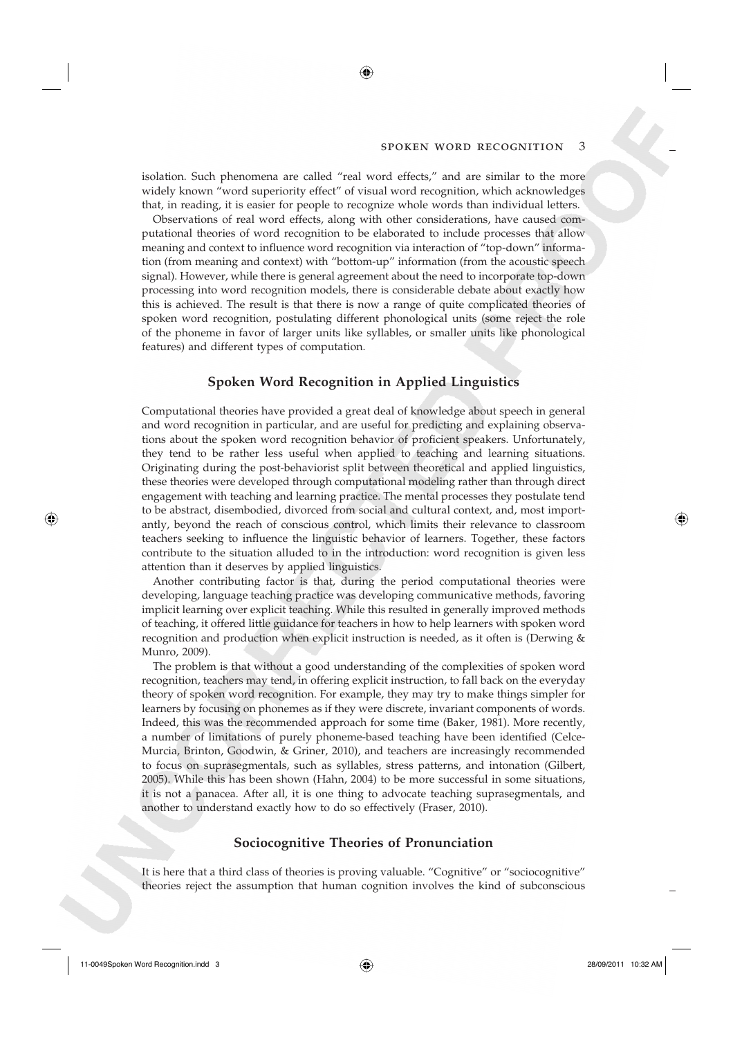isolation. Such phenomena are called "real word effects," and are similar to the more widely known "word superiority effect" of visual word recognition, which acknowledges that, in reading, it is easier for people to recognize whole words than individual letters.

Observations of real word effects, along with other considerations, have caused computational theories of word recognition to be elaborated to include processes that allow meaning and context to influence word recognition via interaction of "top-down" information (from meaning and context) with "bottom-up" information (from the acoustic speech signal). However, while there is general agreement about the need to incorporate top-down processing into word recognition models, there is considerable debate about exactly how this is achieved. The result is that there is now a range of quite complicated theories of spoken word recognition, postulating different phonological units (some reject the role of the phoneme in favor of larger units like syllables, or smaller units like phonological features) and different types of computation.

## Spoken Word Recognition in Applied Linguistics

Computational theories have provided a great deal of knowledge about speech in general and word recognition in particular, and are useful for predicting and explaining observations about the spoken word recognition behavior of proficient speakers. Unfortunately, they tend to be rather less useful when applied to teaching and learning situations. Originating during the post-behaviorist split between theoretical and applied linguistics, these theories were developed through computational modeling rather than through direct engagement with teaching and learning practice. The mental processes they postulate tend to be abstract, disembodied, divorced from social and cultural context, and, most importantly, beyond the reach of conscious control, which limits their relevance to classroom teachers seeking to influence the linguistic behavior of learners. Together, these factors contribute to the situation alluded to in the introduction: word recognition is given less attention than it deserves by applied linguistics.

Another contributing factor is that, during the period computational theories were developing, language teaching practice was developing communicative methods, favoring implicit learning over explicit teaching. While this resulted in generally improved methods of teaching, it offered little guidance for teachers in how to help learners with spoken word recognition and production when explicit instruction is needed, as it often is (Derwing & Munro, 2009).

The problem is that without a good understanding of the complexities of spoken word recognition, teachers may tend, in offering explicit instruction, to fall back on the everyday theory of spoken word recognition. For example, they may try to make things simpler for learners by focusing on phonemes as if they were discrete, invariant components of words. Indeed, this was the recommended approach for some time (Baker, 1981). More recently, a number of limitations of purely phoneme-based teaching have been identified (Celce-Murcia, Brinton, Goodwin, & Griner, 2010), and teachers are increasingly recommended to focus on suprasegmentals, such as syllables, stress patterns, and intonation (Gilbert, 2005). While this has been shown (Hahn, 2004) to be more successful in some situations, it is not a panacea. After all, it is one thing to advocate teaching suprasegmentals, and another to understand exactly how to do so effectively (Fraser, 2010).

## Sociocognitive Theories of Pronunciation

It is here that a third class of theories is proving valuable. "Cognitive" or "sociocognitive" theories reject the assumption that human cognition involves the kind of subconscious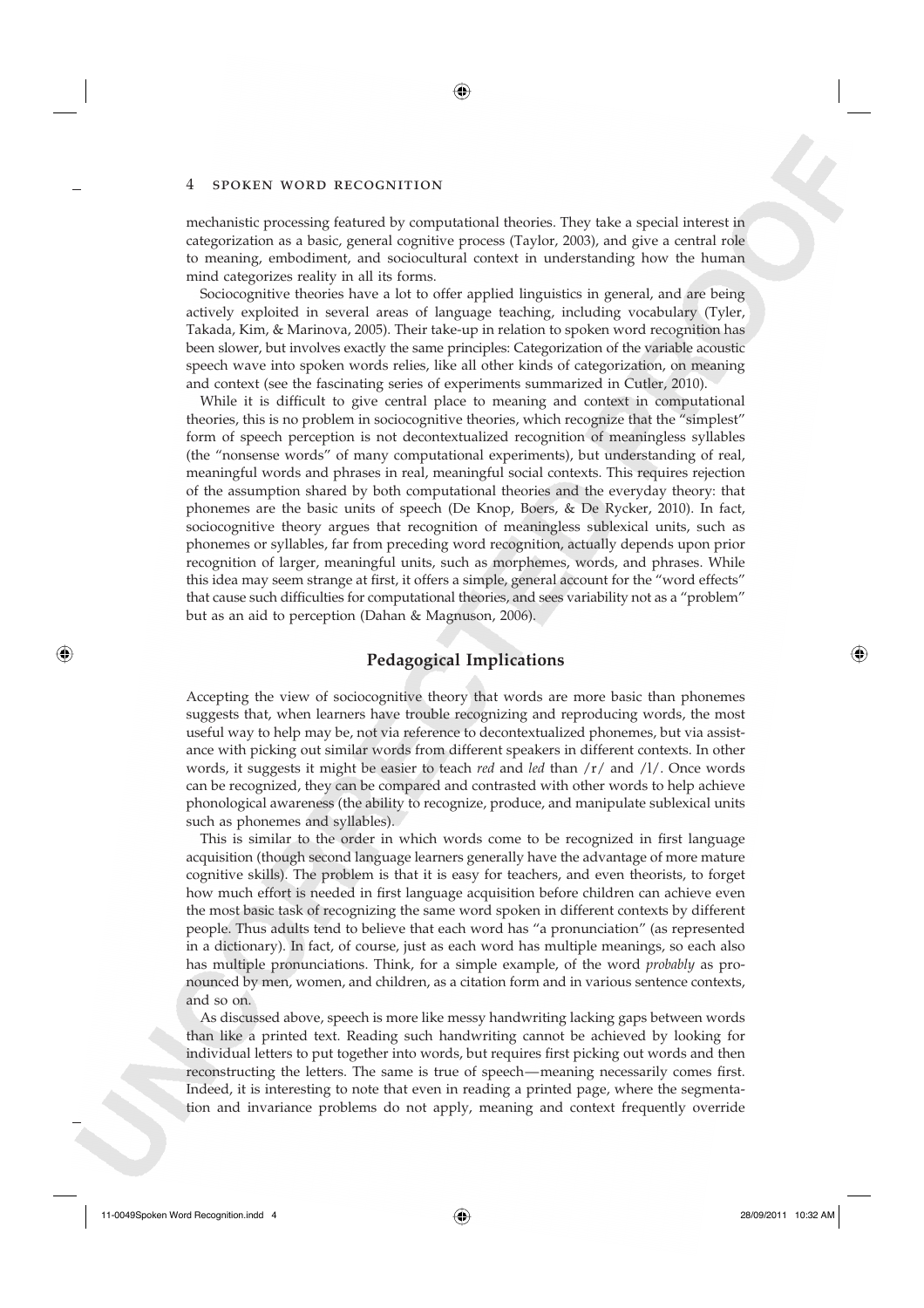mechanistic processing featured by computational theories. They take a special interest in categorization as a basic, general cognitive process (Taylor, 2003), and give a central role to meaning, embodiment, and sociocultural context in understanding how the human mind categorizes reality in all its forms.

Sociocognitive theories have a lot to offer applied linguistics in general, and are being actively exploited in several areas of language teaching, including vocabulary (Tyler, Takada, Kim, & Marinova, 2005). Their take-up in relation to spoken word recognition has been slower, but involves exactly the same principles: Categorization of the variable acoustic speech wave into spoken words relies, like all other kinds of categorization, on meaning and context (see the fascinating series of experiments summarized in Cutler, 2010).

While it is difficult to give central place to meaning and context in computational theories, this is no problem in sociocognitive theories, which recognize that the "simplest" form of speech perception is not decontextualized recognition of meaningless syllables (the "nonsense words" of many computational experiments), but understanding of real, meaningful words and phrases in real, meaningful social contexts. This requires rejection of the assumption shared by both computational theories and the everyday theory: that phonemes are the basic units of speech (De Knop, Boers, & De Rycker, 2010). In fact, sociocognitive theory argues that recognition of meaningless sublexical units, such as phonemes or syllables, far from preceding word recognition, actually depends upon prior recognition of larger, meaningful units, such as morphemes, words, and phrases. While this idea may seem strange at first, it offers a simple, general account for the "word effects" that cause such difficulties for computational theories, and sees variability not as a "problem" but as an aid to perception (Dahan & Magnuson, 2006).

## Pedagogical Implications

Accepting the view of sociocognitive theory that words are more basic than phonemes suggests that, when learners have trouble recognizing and reproducing words, the most useful way to help may be, not via reference to decontextualized phonemes, but via assistance with picking out similar words from different speakers in different contexts. In other words, it suggests it might be easier to teach *red* and *led* than /r/ and /l/. Once words can be recognized, they can be compared and contrasted with other words to help achieve phonological awareness (the ability to recognize, produce, and manipulate sublexical units such as phonemes and syllables).

This is similar to the order in which words come to be recognized in first language acquisition (though second language learners generally have the advantage of more mature cognitive skills). The problem is that it is easy for teachers, and even theorists, to forget how much effort is needed in first language acquisition before children can achieve even the most basic task of recognizing the same word spoken in different contexts by different people. Thus adults tend to believe that each word has "a pronunciation" (as represented in a dictionary). In fact, of course, just as each word has multiple meanings, so each also has multiple pronunciations. Think, for a simple example, of the word *probably* as pronounced by men, women, and children, as a citation form and in various sentence contexts, and so on.

As discussed above, speech is more like messy handwriting lacking gaps between words than like a printed text. Reading such handwriting cannot be achieved by looking for individual letters to put together into words, but requires first picking out words and then reconstructing the letters. The same is true of speech—meaning necessarily comes first. Indeed, it is interesting to note that even in reading a printed page, where the segmentation and invariance problems do not apply, meaning and context frequently override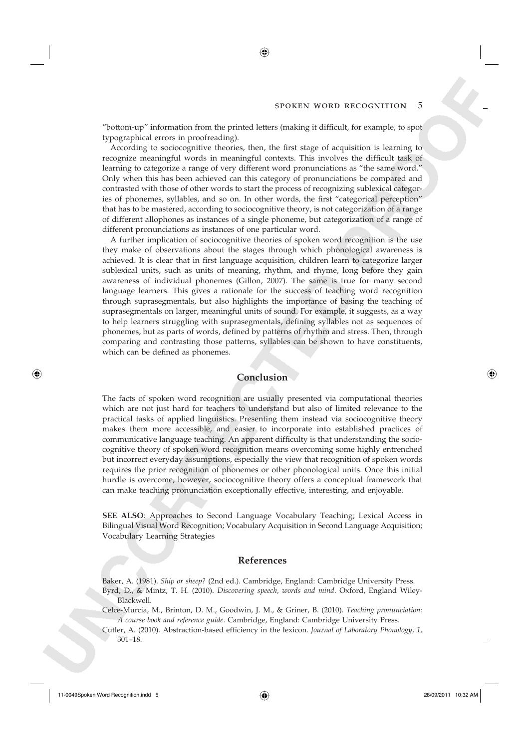"bottom-up" information from the printed letters (making it difficult, for example, to spot typographical errors in proofreading).

According to sociocognitive theories, then, the first stage of acquisition is learning to recognize meaningful words in meaningful contexts. This involves the difficult task of learning to categorize a range of very different word pronunciations as "the same word." Only when this has been achieved can this category of pronunciations be compared and contrasted with those of other words to start the process of recognizing sublexical categories of phonemes, syllables, and so on. In other words, the first "categorical perception" that has to be mastered, according to sociocognitive theory, is not categorization of a range of different allophones as instances of a single phoneme, but categorization of a range of different pronunciations as instances of one particular word.

A further implication of sociocognitive theories of spoken word recognition is the use they make of observations about the stages through which phonological awareness is achieved. It is clear that in first language acquisition, children learn to categorize larger sublexical units, such as units of meaning, rhythm, and rhyme, long before they gain awareness of individual phonemes (Gillon, 2007). The same is true for many second language learners. This gives a rationale for the success of teaching word recognition through suprasegmentals, but also highlights the importance of basing the teaching of suprasegmentals on larger, meaningful units of sound. For example, it suggests, as a way to help learners struggling with suprasegmentals, defining syllables not as sequences of phonemes, but as parts of words, defined by patterns of rhythm and stress. Then, through comparing and contrasting those patterns, syllables can be shown to have constituents, which can be defined as phonemes.

## Conclusion

The facts of spoken word recognition are usually presented via computational theories which are not just hard for teachers to understand but also of limited relevance to the practical tasks of applied linguistics. Presenting them instead via sociocognitive theory makes them more accessible, and easier to incorporate into established practices of communicative language teaching. An apparent difficulty is that understanding the sociocognitive theory of spoken word recognition means overcoming some highly entrenched but incorrect everyday assumptions, especially the view that recognition of spoken words requires the prior recognition of phonemes or other phonological units. Once this initial hurdle is overcome, however, sociocognitive theory offers a conceptual framework that can make teaching pronunciation exceptionally effective, interesting, and enjoyable.

**SEE ALSO**: Approaches to Second Language Vocabulary Teaching; Lexical Access in Bilingual Visual Word Recognition; Vocabulary Acquisition in Second Language Acquisition; Vocabulary Learning Strategies

## References

Baker, A. (1981). *Ship or sheep?* (2nd ed.). Cambridge, England: Cambridge University Press.

Byrd, D., & Mintz, T. H. (2010). *Discovering speech, words and mind*. Oxford, England Wiley-Blackwell.

Celce-Murcia, M., Brinton, D. M., Goodwin, J. M., & Griner, B. (2010). *Teaching pronunciation: A course book and reference guide*. Cambridge, England: Cambridge University Press.

Cutler, A. (2010). Abstraction-based efficiency in the lexicon. *Journal of Laboratory Phonology, 1,* 301–18.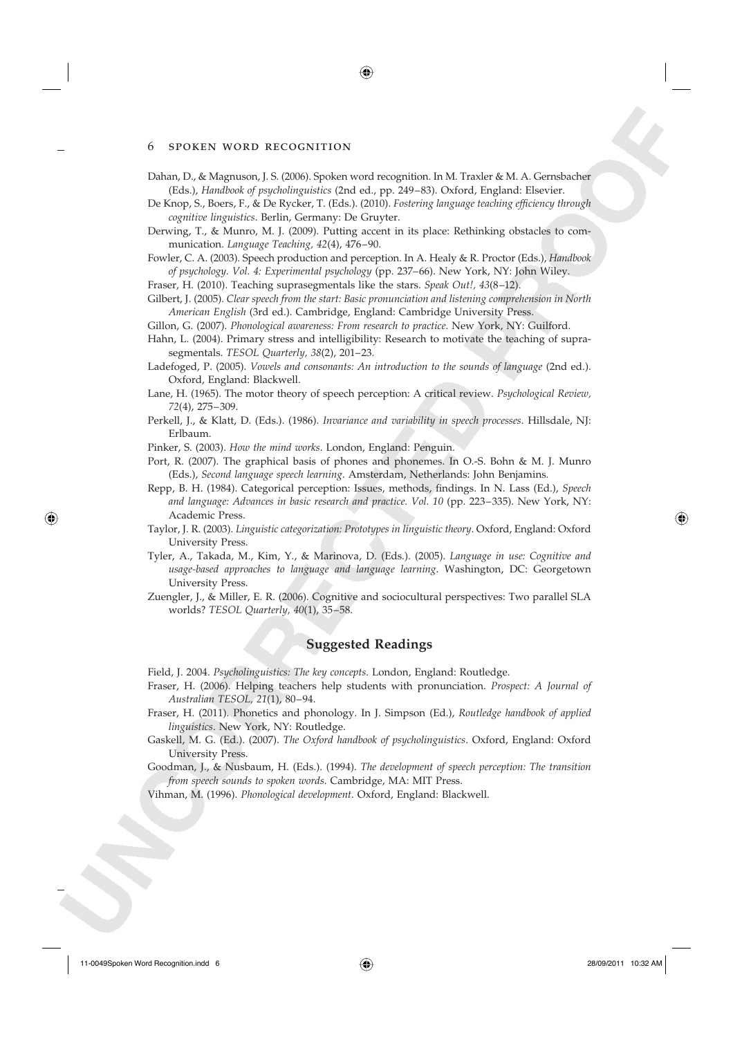Dahan, D., & Magnuson, J. S. (2006). Spoken word recognition. In M. Traxler & M. A. Gernsbacher (Eds.), *Handbook of psycholinguistics* (2nd ed., pp. 249–83). Oxford, England: Elsevier.

De Knop, S., Boers, F., & De Rycker, T. (Eds.). (2010). *Fostering language teaching efficiency through cognitive linguistics*. Berlin, Germany: De Gruyter.

Derwing, T., & Munro, M. J. (2009). Putting accent in its place: Rethinking obstacles to communication. *Language Teaching, 42*(4), 476–90.

Fowler, C. A. (2003). Speech production and perception. In A. Healy & R. Proctor (Eds.), *Handbook of psychology. Vol. 4: Experimental psychology* (pp. 237–66). New York, NY: John Wiley.

Fraser, H. (2010). Teaching suprasegmentals like the stars. *Speak Out!, 43*(8–12).

Gilbert, J. (2005). *Clear speech from the start: Basic pronunciation and listening comprehension in North American English* (3rd ed.). Cambridge, England: Cambridge University Press.

Gillon, G. (2007). *Phonological awareness: From research to practice*. New York, NY: Guilford.

Hahn, L. (2004). Primary stress and intelligibility: Research to motivate the teaching of suprasegmentals. *TESOL Quarterly, 38*(2), 201–23.

Ladefoged, P. (2005). *Vowels and consonants: An introduction to the sounds of language* (2nd ed.). Oxford, England: Blackwell.

Lane, H. (1965). The motor theory of speech perception: A critical review. *Psychological Review, 72*(4), 275–309.

Perkell, J., & Klatt, D. (Eds.). (1986). *Invariance and variability in speech processes*. Hillsdale, NJ: Erlbaum.

Pinker, S. (2003). *How the mind works*. London, England: Penguin.

Port, R. (2007). The graphical basis of phones and phonemes. In O.-S. Bohn & M. J. Munro (Eds.), *Second language speech learning*. Amsterdam, Netherlands: John Benjamins.

Repp, B. H. (1984). Categorical perception: Issues, methods, findings. In N. Lass (Ed.), *Speech and language: Advances in basic research and practice. Vol. 10* (pp. 223–335). New York, NY: Academic Press.

Taylor, J. R. (2003). *Linguistic categorization: Prototypes in linguistic theory*. Oxford, England: Oxford University Press.

Tyler, A., Takada, M., Kim, Y., & Marinova, D. (Eds.). (2005). *Language in use: Cognitive and usage-based approaches to language and language learning*. Washington, DC: Georgetown University Press.

Zuengler, J., & Miller, E. R. (2006). Cognitive and sociocultural perspectives: Two parallel SLA worlds? *TESOL Quarterly, 40*(1), 35–58.

## Suggested Readings

Field, J. 2004. *Psycholinguistics: The key concepts*. London, England: Routledge.

Fraser, H. (2006). Helping teachers help students with pronunciation. *Prospect: A Journal of Australian TESOL, 21*(1), 80–94.

Fraser, H. (2011). Phonetics and phonology. In J. Simpson (Ed.), *Routledge handbook of applied linguistics*. New York, NY: Routledge.

Gaskell, M. G. (Ed.). (2007). *The Oxford handbook of psycholinguistics*. Oxford, England: Oxford University Press.

Goodman, J., & Nusbaum, H. (Eds.). (1994). *The development of speech perception: The transition from speech sounds to spoken words*. Cambridge, MA: MIT Press.

Vihman, M. (1996). *Phonological development*. Oxford, England: Blackwell.